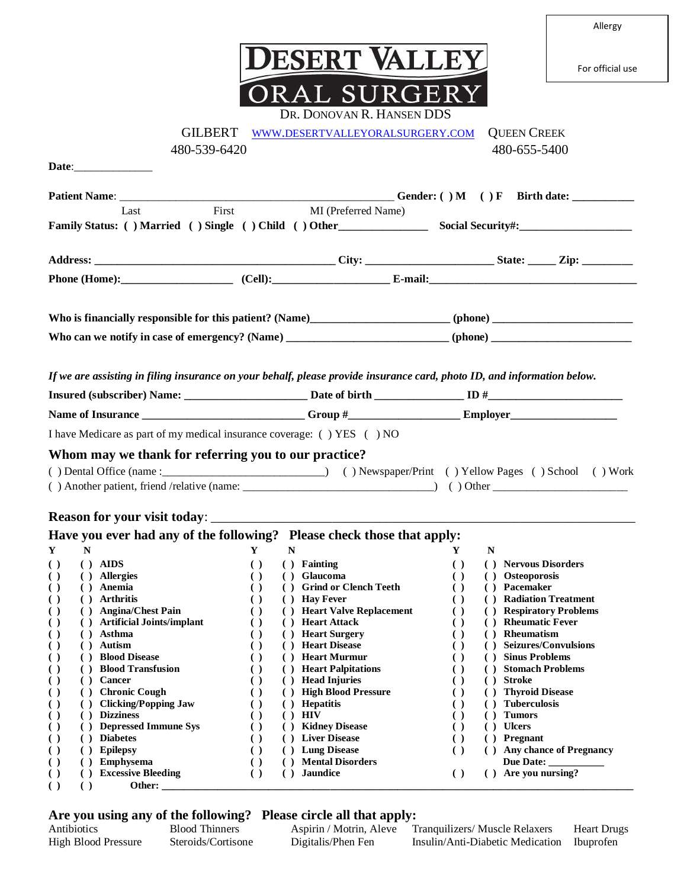Allergy

For official use

# DESERT VALLEY ORAL SURGERY

DR. DONOVAN R. HANSEN DDS

GILBERT WWW.DESERTVALLEYORALSURGERY.COM QUEEN CREEK
480-539-6420 480-655-5400

**Date**:______________

**Patient Name**: ______________________________________________ **Gender: ( ) M ( ) F Birth date:** ___________
Last First MI (Preferred Name)

**Family Status: ( ) Married ( ) Single ( ) Child ( ) Other**_______________ **Social Security#:**___________________

**Address:** __________________________________________ **City:** ______________________ **State:** _____ **Zip:** _________

**Phone (Home):**___________________ **(Cell):**___________________ **E-mail:**____________________________________

**Who is financially responsible for this patient? (Name)**_______________________ **(phone)** ________________________

**Who can we notify in case of emergency? (Name)** ___________________________ **(phone)** ________________________

***If we are assisting in filing insurance on your behalf, please provide insurance card, photo ID, and information below.***

**Insured (subscriber) Name:** ____________________ **Date of birth** _______________ **ID #**_______________________

**Name of Insurance** ___________________________ **Group #**__________________ **Employer**__________________

I have Medicare as part of my medical insurance coverage: ( ) YES ( ) NO

## Whom may we thank for referring you to our practice?

( ) Dental Office (name :____________________________) ( ) Newspaper/Print ( ) Yellow Pages ( ) School ( ) Work
( ) Another patient, friend /relative (name: _________________________________) ( ) Other ________________________

**Reason for your visit today**: ____________________________________________________________

## Have you ever had any of the following? Please check those that apply:

| Y | N | | Y | N | | Y | N | |
|---|---|---|---|---|---|---|---|---|
| ( ) | ( ) | AIDS | ( ) | ( ) | Fainting | ( ) | ( ) | Nervous Disorders |
| ( ) | ( ) | Allergies | ( ) | ( ) | Glaucoma | ( ) | ( ) | Osteoporosis |
| ( ) | ( ) | Anemia | ( ) | ( ) | Grind or Clench Teeth | ( ) | ( ) | Pacemaker |
| ( ) | ( ) | Arthritis | ( ) | ( ) | Hay Fever | ( ) | ( ) | Radiation Treatment |
| ( ) | ( ) | Angina/Chest Pain | ( ) | ( ) | Heart Valve Replacement | ( ) | ( ) | Respiratory Problems |
| ( ) | ( ) | Artificial Joints/implant | ( ) | ( ) | Heart Attack | ( ) | ( ) | Rheumatic Fever |
| ( ) | ( ) | Asthma | ( ) | ( ) | Heart Surgery | ( ) | ( ) | Rheumatism |
| ( ) | ( ) | Autism | ( ) | ( ) | Heart Disease | ( ) | ( ) | Seizures/Convulsions |
| ( ) | ( ) | Blood Disease | ( ) | ( ) | Heart Murmur | ( ) | ( ) | Sinus Problems |
| ( ) | ( ) | Blood Transfusion | ( ) | ( ) | Heart Palpitations | ( ) | ( ) | Stomach Problems |
| ( ) | ( ) | Cancer | ( ) | ( ) | Head Injuries | ( ) | ( ) | Stroke |
| ( ) | ( ) | Chronic Cough | ( ) | ( ) | High Blood Pressure | ( ) | ( ) | Thyroid Disease |
| ( ) | ( ) | Clicking/Popping Jaw | ( ) | ( ) | Hepatitis | ( ) | ( ) | Tuberculosis |
| ( ) | ( ) | Dizziness | ( ) | ( ) | HIV | ( ) | ( ) | Tumors |
| ( ) | ( ) | Depressed Immune Sys | ( ) | ( ) | Kidney Disease | ( ) | ( ) | Ulcers |
| ( ) | ( ) | Diabetes | ( ) | ( ) | Liver Disease | ( ) | ( ) | Pregnant |
| ( ) | ( ) | Epilepsy | ( ) | ( ) | Lung Disease | ( ) | ( ) | Any chance of Pregnancy |
| ( ) | ( ) | Emphysema | ( ) | ( ) | Mental Disorders | | | Due Date: __________ |
| ( ) | ( ) | Excessive Bleeding | ( ) | ( ) | Jaundice | ( ) | ( ) | Are you nursing? |
| ( ) | ( ) | Other: ______________________ | | | | | | |

## Are you using any of the following? Please circle all that apply:

| | | | | |
|---|---|---|---|---|
| Antibiotics | Blood Thinners | Aspirin / Motrin, Aleve | Tranquilizers/ Muscle Relaxers | Heart Drugs |
| High Blood Pressure | Steroids/Cortisone | Digitalis/Phen Fen | Insulin/Anti-Diabetic Medication | Ibuprofen |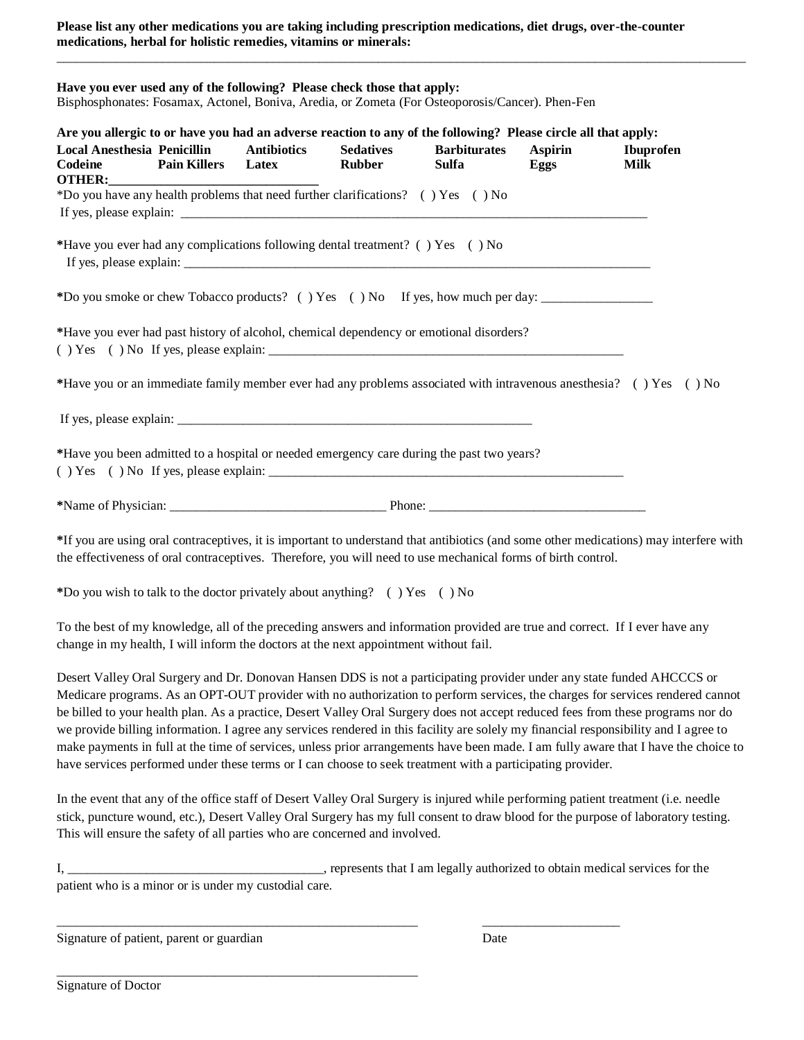**Please list any other medications you are taking including prescription medications, diet drugs, over-the-counter medications, herbal for holistic remedies, vitamins or minerals:**

______________________________________________________________________________________________

**Have you ever used any of the following? Please check those that apply:**
Bisphosphonates: Fosamax, Actonel, Boniva, Aredia, or Zometa (For Osteoporosis/Cancer). Phen-Fen

**Are you allergic to or have you had an adverse reaction to any of the following? Please circle all that apply:**

| | | | | | | |
|---|---|---|---|---|---|---|
| **Local Anesthesia** | **Penicillin** | **Antibiotics** | **Sedatives** | **Barbiturates** | **Aspirin** | **Ibuprofen** |
| **Codeine** | **Pain Killers** | **Latex** | **Rubber** | **Sulfa** | **Eggs** | **Milk** |

**OTHER:________________________________**

*Do you have any health problems that need further clarifications? ( ) Yes ( ) No
If yes, please explain: ______________________________________________________________________________

*Have you ever had any complications following dental treatment? ( ) Yes ( ) No
If yes, please explain: ______________________________________________________________________________

*Do you smoke or chew Tobacco products? ( ) Yes ( ) No If yes, how much per day: _________________

*Have you ever had past history of alcohol, chemical dependency or emotional disorders?
( ) Yes ( ) No If yes, please explain: _________________________________________________________

*Have you or an immediate family member ever had any problems associated with intravenous anesthesia? ( ) Yes ( ) No

If yes, please explain: _________________________________________________________

*Have you been admitted to a hospital or needed emergency care during the past two years?
( ) Yes ( ) No If yes, please explain: _________________________________________________________

*Name of Physician: _________________________________ Phone: _________________________________

*If you are using oral contraceptives, it is important to understand that antibiotics (and some other medications) may interfere with the effectiveness of oral contraceptives. Therefore, you will need to use mechanical forms of birth control.

*Do you wish to talk to the doctor privately about anything? ( ) Yes ( ) No

To the best of my knowledge, all of the preceding answers and information provided are true and correct. If I ever have any change in my health, I will inform the doctors at the next appointment without fail.

Desert Valley Oral Surgery and Dr. Donovan Hansen DDS is not a participating provider under any state funded AHCCCS or Medicare programs. As an OPT-OUT provider with no authorization to perform services, the charges for services rendered cannot be billed to your health plan. As a practice, Desert Valley Oral Surgery does not accept reduced fees from these programs nor do we provide billing information. I agree any services rendered in this facility are solely my financial responsibility and I agree to make payments in full at the time of services, unless prior arrangements have been made. I am fully aware that I have the choice to have services performed under these terms or I can choose to seek treatment with a participating provider.

In the event that any of the office staff of Desert Valley Oral Surgery is injured while performing patient treatment (i.e. needle stick, puncture wound, etc.), Desert Valley Oral Surgery has my full consent to draw blood for the purpose of laboratory testing. This will ensure the safety of all parties who are concerned and involved.

I, _______________________________________, represents that I am legally authorized to obtain medical services for the patient who is a minor or is under my custodial care.

_______________________________________________________ _____________________

Signature of patient, parent or guardian Date

_______________________________________________________

Signature of Doctor